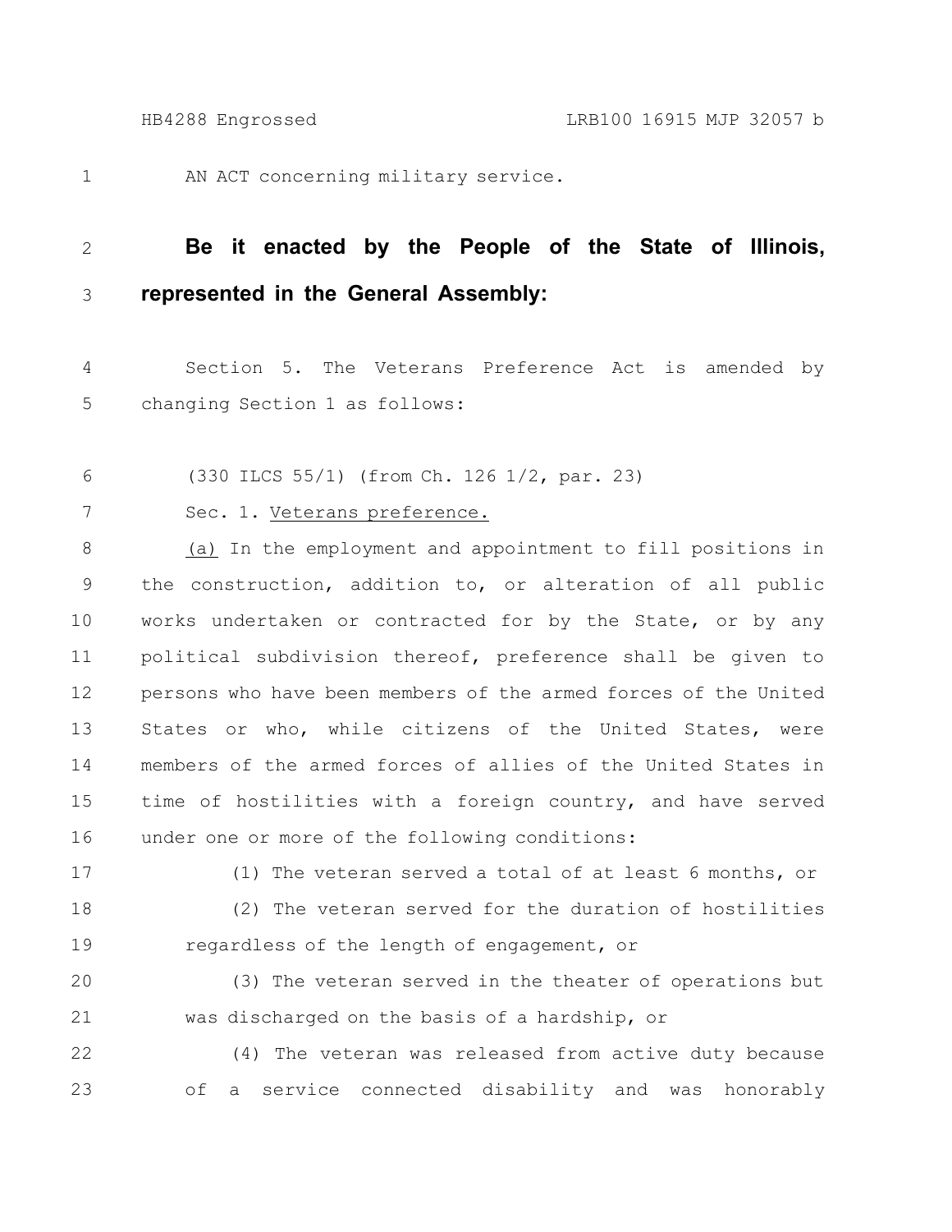AN ACT concerning military service.

**Be it enacted by the People of the State of Illinois, represented in the General Assembly:**

Section 5. The Veterans Preference Act is amended by changing Section 1 as follows:

(330 ILCS 55/1) (from Ch. 126 1/2, par. 23)

Sec. 1. Veterans preference.

(a) In the employment and appointment to fill positions in the construction, addition to, or alteration of all public works undertaken or contracted for by the State, or by any political subdivision thereof, preference shall be given to persons who have been members of the armed forces of the United States or who, while citizens of the United States, were members of the armed forces of allies of the United States in time of hostilities with a foreign country, and have served under one or more of the following conditions:

(1) The veteran served a total of at least 6 months, or

(2) The veteran served for the duration of hostilities regardless of the length of engagement, or

(3) The veteran served in the theater of operations but was discharged on the basis of a hardship, or

(4) The veteran was released from active duty because of a service connected disability and was honorably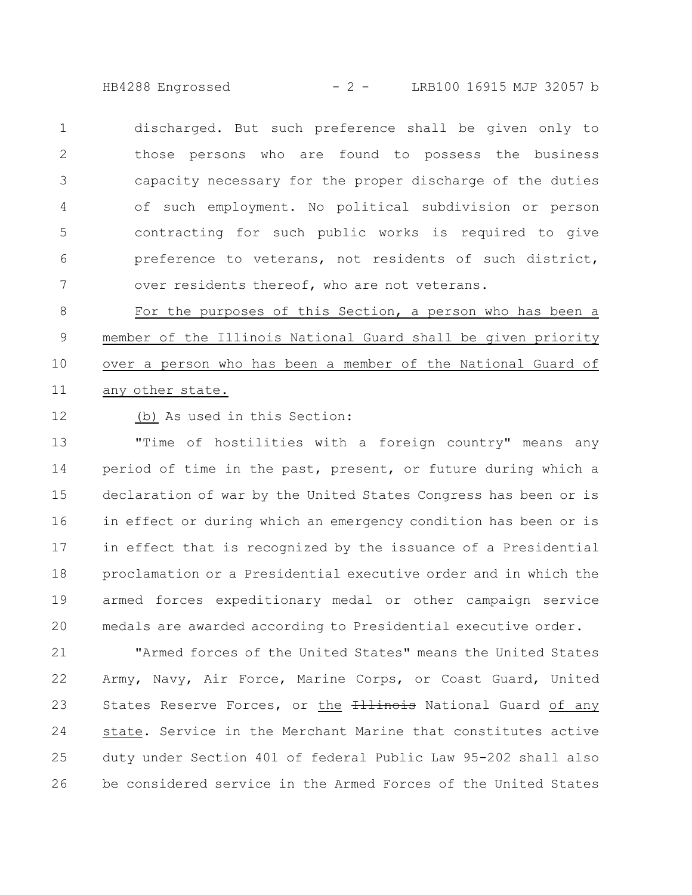discharged. But such preference shall be given only to those persons who are found to possess the business capacity necessary for the proper discharge of the duties of such employment. No political subdivision or person contracting for such public works is required to give preference to veterans, not residents of such district, over residents thereof, who are not veterans.

For the purposes of this Section, a person who has been a member of the Illinois National Guard shall be given priority over a person who has been a member of the National Guard of any other state.

(b) As used in this Section:

"Time of hostilities with a foreign country" means any period of time in the past, present, or future during which a declaration of war by the United States Congress has been or is in effect or during which an emergency condition has been or is in effect that is recognized by the issuance of a Presidential proclamation or a Presidential executive order and in which the armed forces expeditionary medal or other campaign service medals are awarded according to Presidential executive order.

"Armed forces of the United States" means the United States Army, Navy, Air Force, Marine Corps, or Coast Guard, United States Reserve Forces, or the ~~Illinois~~ National Guard of any state. Service in the Merchant Marine that constitutes active duty under Section 401 of federal Public Law 95-202 shall also be considered service in the Armed Forces of the United States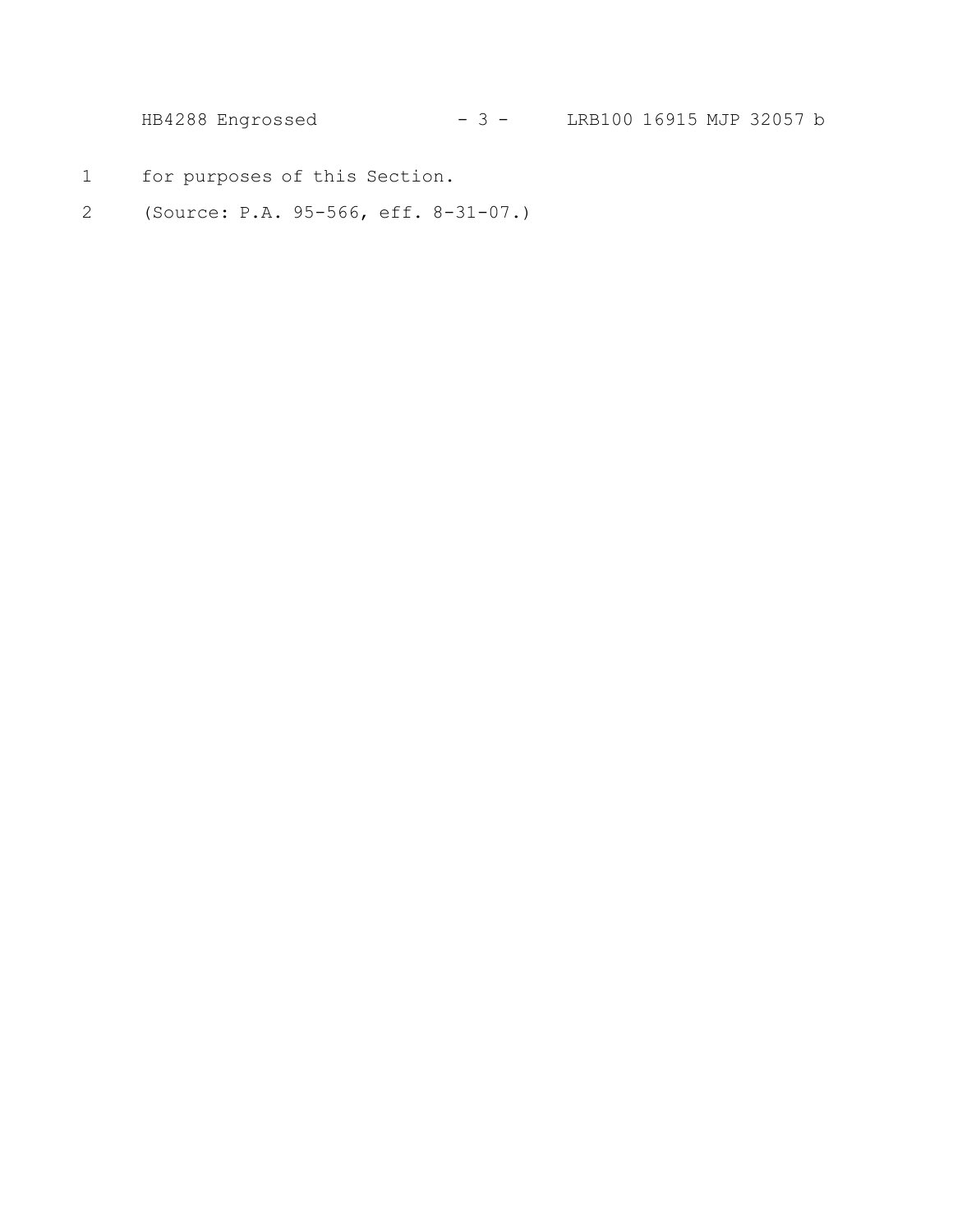for purposes of this Section.

(Source: P.A. 95-566, eff. 8-31-07.)